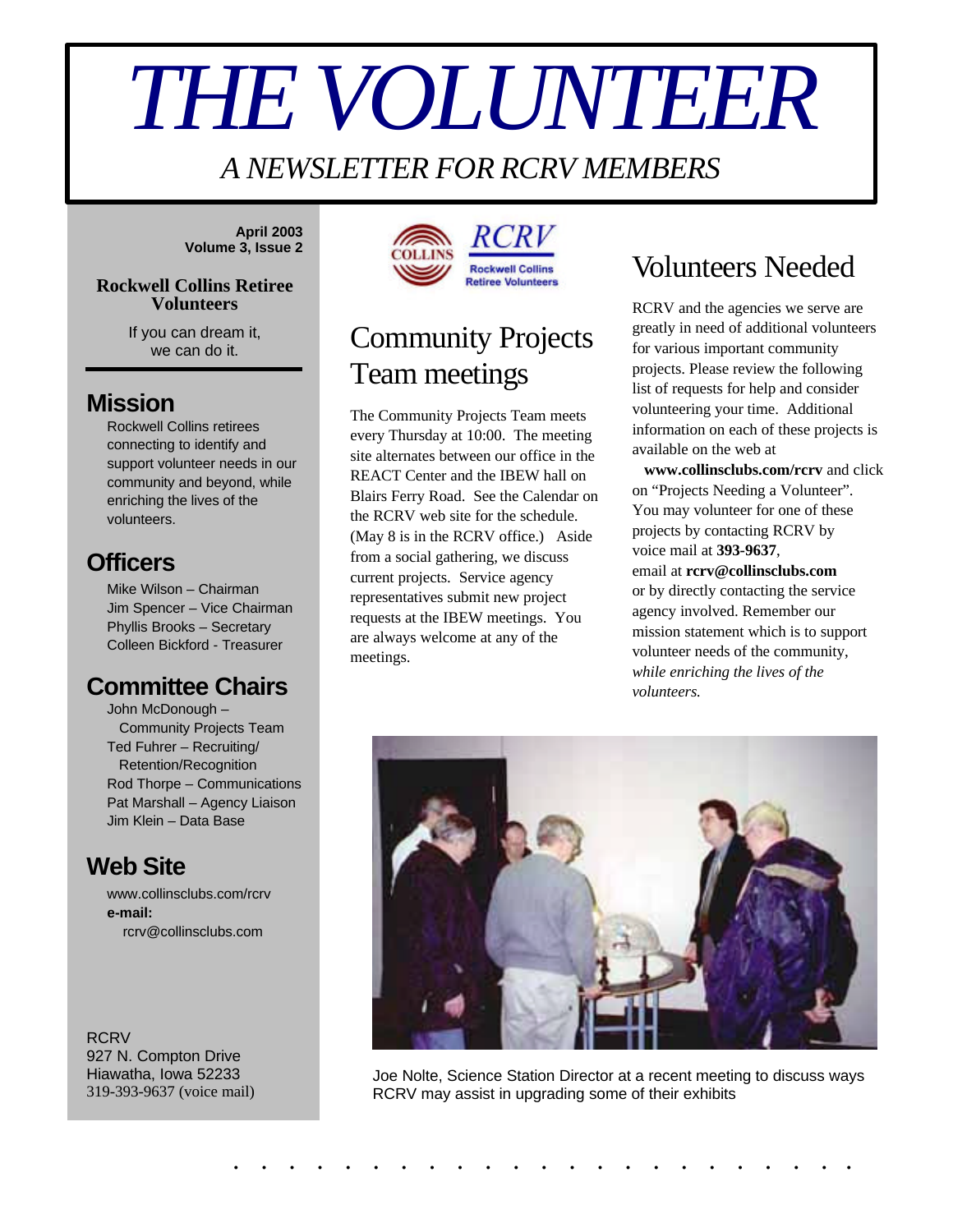# THE VOLUNTEER

*A NEWSLETTER FOR RCRV MEMBERS*

**April 2003**
**Volume 3, Issue 2**

**Rockwell Collins Retiree Volunteers**

If you can dream it, we can do it.

## Mission

Rockwell Collins retirees connecting to identify and support volunteer needs in our community and beyond, while enriching the lives of the volunteers.

## Officers

Mike Wilson – Chairman
Jim Spencer – Vice Chairman
Phyllis Brooks – Secretary
Colleen Bickford - Treasurer

## Committee Chairs

John McDonough – Community Projects Team
Ted Fuhrer – Recruiting/ Retention/Recognition
Rod Thorpe – Communications
Pat Marshall – Agency Liaison
Jim Klein – Data Base

## Web Site

www.collinsclubs.com/rcrv
**e-mail:**
rcrv@collinsclubs.com

RCRV
927 N. Compton Drive
Hiawatha, Iowa 52233
319-393-9637 (voice mail)

## Community Projects Team meetings

The Community Projects Team meets every Thursday at 10:00. The meeting site alternates between our office in the REACT Center and the IBEW hall on Blairs Ferry Road. See the Calendar on the RCRV web site for the schedule. (May 8 is in the RCRV office.) Aside from a social gathering, we discuss current projects. Service agency representatives submit new project requests at the IBEW meetings. You are always welcome at any of the meetings.

## Volunteers Needed

RCRV and the agencies we serve are greatly in need of additional volunteers for various important community projects. Please review the following list of requests for help and consider volunteering your time. Additional information on each of these projects is available on the web at **www.collinsclubs.com/rcrv** and click on "Projects Needing a Volunteer". You may volunteer for one of these projects by contacting RCRV by voice mail at **393-9637**, email at **rcrv@collinsclubs.com** or by directly contacting the service agency involved. Remember our mission statement which is to support volunteer needs of the community, *while enriching the lives of the volunteers.*

Joe Nolte, Science Station Director at a recent meeting to discuss ways RCRV may assist in upgrading some of their exhibits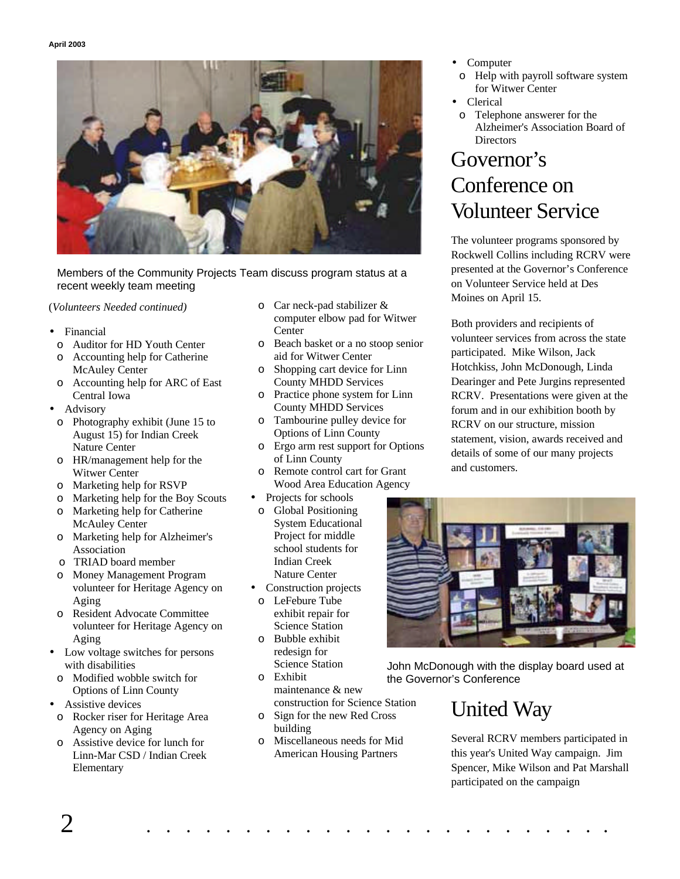Members of the Community Projects Team discuss program status at a recent weekly team meeting

(*Volunteers Needed continued)*

- Financial
  - Auditor for HD Youth Center
  - Accounting help for Catherine McAuley Center
  - Accounting help for ARC of East Central Iowa
- Advisory
  - Photography exhibit (June 15 to August 15) for Indian Creek Nature Center
  - HR/management help for the Witwer Center
  - Marketing help for RSVP
  - Marketing help for the Boy Scouts
  - Marketing help for Catherine McAuley Center
  - Marketing help for Alzheimer's Association
  - TRIAD board member
  - Money Management Program volunteer for Heritage Agency on Aging
  - Resident Advocate Committee volunteer for Heritage Agency on Aging
- Low voltage switches for persons with disabilities
  - Modified wobble switch for Options of Linn County
- Assistive devices
  - Rocker riser for Heritage Area Agency on Aging
  - Assistive device for lunch for Linn-Mar CSD / Indian Creek Elementary
  - Car neck-pad stabilizer & computer elbow pad for Witwer Center
  - Beach basket or a no stoop senior aid for Witwer Center
  - Shopping cart device for Linn County MHDD Services
  - Practice phone system for Linn County MHDD Services
  - Tambourine pulley device for Options of Linn County
  - Ergo arm rest support for Options of Linn County
  - Remote control cart for Grant Wood Area Education Agency
- Projects for schools
  - Global Positioning System Educational Project for middle school students for Indian Creek Nature Center
- Construction projects
  - LeFebure Tube exhibit repair for Science Station
  - Bubble exhibit redesign for Science Station
  - Exhibit maintenance & new construction for Science Station
  - Sign for the new Red Cross building
  - Miscellaneous needs for Mid American Housing Partners
- Computer
  - Help with payroll software system for Witwer Center
- Clerical
  - Telephone answerer for the Alzheimer's Association Board of Directors

# Governor's Conference on Volunteer Service

The volunteer programs sponsored by Rockwell Collins including RCRV were presented at the Governor's Conference on Volunteer Service held at Des Moines on April 15.

Both providers and recipients of volunteer services from across the state participated. Mike Wilson, Jack Hotchkiss, John McDonough, Linda Dearinger and Pete Jurgins represented RCRV. Presentations were given at the forum and in our exhibition booth by RCRV on our structure, mission statement, vision, awards received and details of some of our many projects and customers.

John McDonough with the display board used at the Governor's Conference

# United Way

Several RCRV members participated in this year's United Way campaign. Jim Spencer, Mike Wilson and Pat Marshall participated on the campaign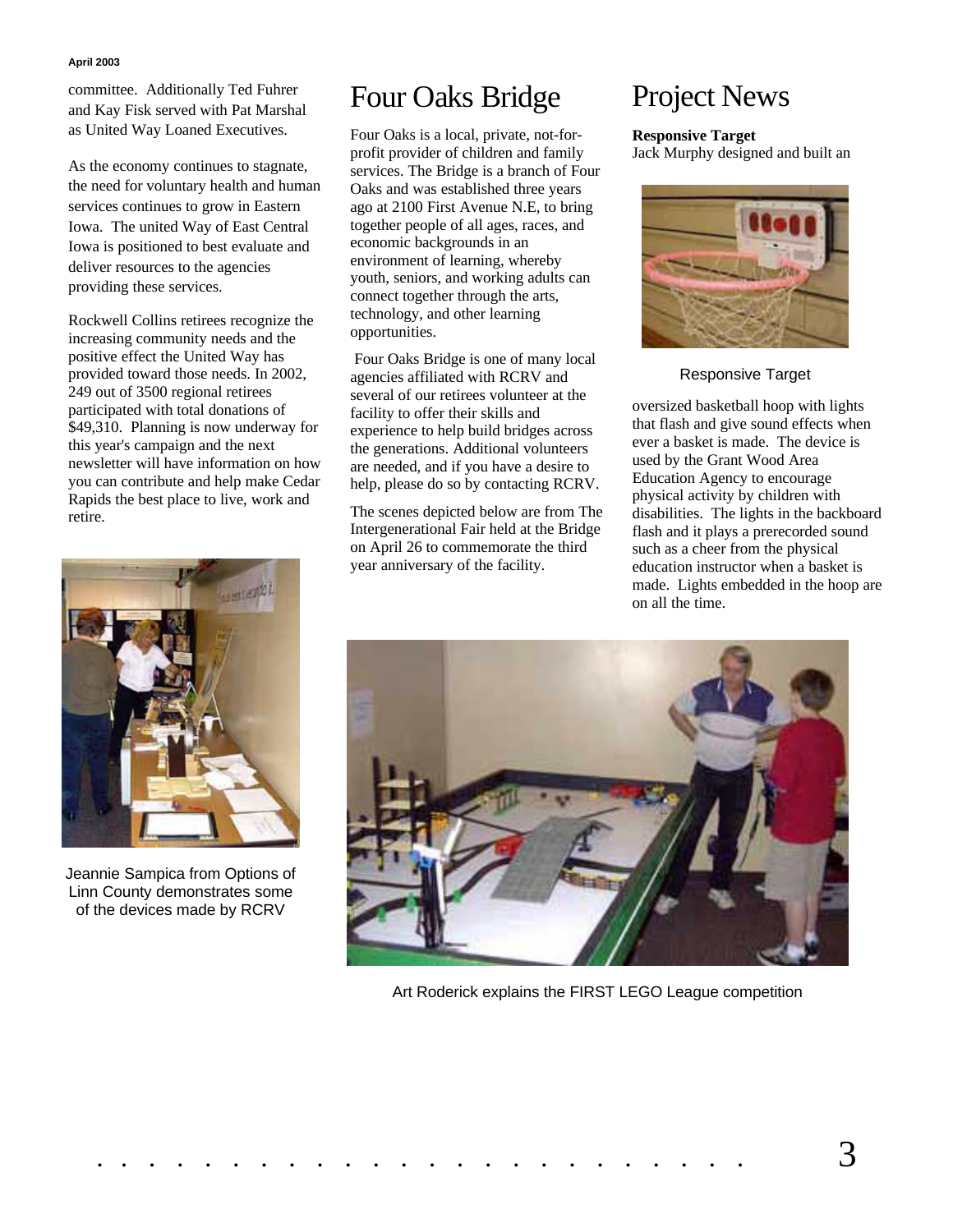committee. Additionally Ted Fuhrer and Kay Fisk served with Pat Marshal as United Way Loaned Executives.

As the economy continues to stagnate, the need for voluntary health and human services continues to grow in Eastern Iowa. The united Way of East Central Iowa is positioned to best evaluate and deliver resources to the agencies providing these services.

Rockwell Collins retirees recognize the increasing community needs and the positive effect the United Way has provided toward those needs. In 2002, 249 out of 3500 regional retirees participated with total donations of $49,310. Planning is now underway for this year's campaign and the next newsletter will have information on how you can contribute and help make Cedar Rapids the best place to live, work and retire.

Jeannie Sampica from Options of Linn County demonstrates some of the devices made by RCRV

# Four Oaks Bridge

Four Oaks is a local, private, not-for-profit provider of children and family services. The Bridge is a branch of Four Oaks and was established three years ago at 2100 First Avenue N.E, to bring together people of all ages, races, and economic backgrounds in an environment of learning, whereby youth, seniors, and working adults can connect together through the arts, technology, and other learning opportunities.

Four Oaks Bridge is one of many local agencies affiliated with RCRV and several of our retirees volunteer at the facility to offer their skills and experience to help build bridges across the generations. Additional volunteers are needed, and if you have a desire to help, please do so by contacting RCRV.

The scenes depicted below are from The Intergenerational Fair held at the Bridge on April 26 to commemorate the third year anniversary of the facility.

# Project News

**Responsive Target**

Jack Murphy designed and built an oversized basketball hoop with lights that flash and give sound effects when ever a basket is made. The device is used by the Grant Wood Area Education Agency to encourage physical activity by children with disabilities. The lights in the backboard flash and it plays a prerecorded sound such as a cheer from the physical education instructor when a basket is made. Lights embedded in the hoop are on all the time.

Responsive Target

Art Roderick explains the FIRST LEGO League competition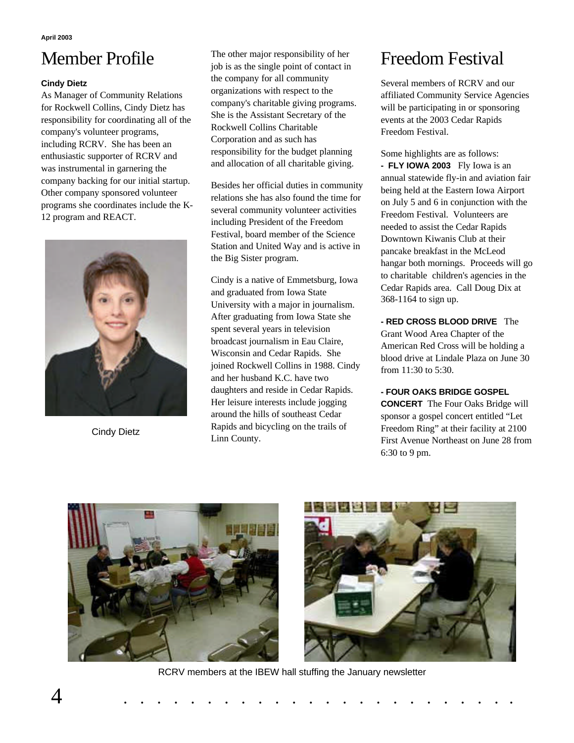# Member Profile

**Cindy Dietz**

As Manager of Community Relations for Rockwell Collins, Cindy Dietz has responsibility for coordinating all of the company's volunteer programs, including RCRV. She has been an enthusiastic supporter of RCRV and was instrumental in garnering the company backing for our initial startup. Other company sponsored volunteer programs she coordinates include the K-12 program and REACT.

Cindy Dietz

The other major responsibility of her job is as the single point of contact in the company for all community organizations with respect to the company's charitable giving programs. She is the Assistant Secretary of the Rockwell Collins Charitable Corporation and as such has responsibility for the budget planning and allocation of all charitable giving.

Besides her official duties in community relations she has also found the time for several community volunteer activities including President of the Freedom Festival, board member of the Science Station and United Way and is active in the Big Sister program.

Cindy is a native of Emmetsburg, Iowa and graduated from Iowa State University with a major in journalism. After graduating from Iowa State she spent several years in television broadcast journalism in Eau Claire, Wisconsin and Cedar Rapids. She joined Rockwell Collins in 1988. Cindy and her husband K.C. have two daughters and reside in Cedar Rapids. Her leisure interests include jogging around the hills of southeast Cedar Rapids and bicycling on the trails of Linn County.

# Freedom Festival

Several members of RCRV and our affiliated Community Service Agencies will be participating in or sponsoring events at the 2003 Cedar Rapids Freedom Festival.

Some highlights are as follows:

**- FLY IOWA 2003** Fly Iowa is an annual statewide fly-in and aviation fair being held at the Eastern Iowa Airport on July 5 and 6 in conjunction with the Freedom Festival. Volunteers are needed to assist the Cedar Rapids Downtown Kiwanis Club at their pancake breakfast in the McLeod hangar both mornings. Proceeds will go to charitable children's agencies in the Cedar Rapids area. Call Doug Dix at 368-1164 to sign up.

**- RED CROSS BLOOD DRIVE** The Grant Wood Area Chapter of the American Red Cross will be holding a blood drive at Lindale Plaza on June 30 from 11:30 to 5:30.

**- FOUR OAKS BRIDGE GOSPEL CONCERT** The Four Oaks Bridge will sponsor a gospel concert entitled "Let Freedom Ring" at their facility at 2100 First Avenue Northeast on June 28 from 6:30 to 9 pm.

RCRV members at the IBEW hall stuffing the January newsletter